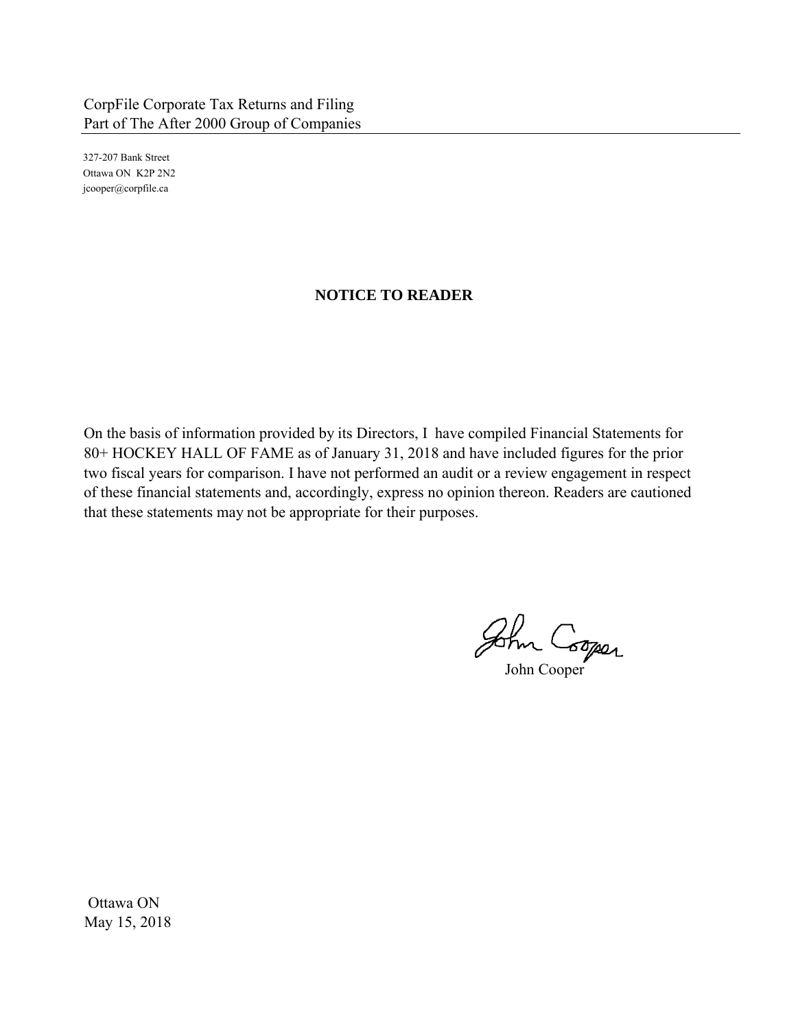CorpFile Corporate Tax Returns and Filing
Part of The After 2000 Group of Companies

327-207 Bank Street
Ottawa ON K2P 2N2
jcooper@corpfile.ca

## NOTICE TO READER

On the basis of information provided by its Directors, I have compiled Financial Statements for 80+ HOCKEY HALL OF FAME as of January 31, 2018 and have included figures for the prior two fiscal years for comparison. I have not performed an audit or a review engagement in respect of these financial statements and, accordingly, express no opinion thereon. Readers are cautioned that these statements may not be appropriate for their purposes.

John Cooper

Ottawa ON
May 15, 2018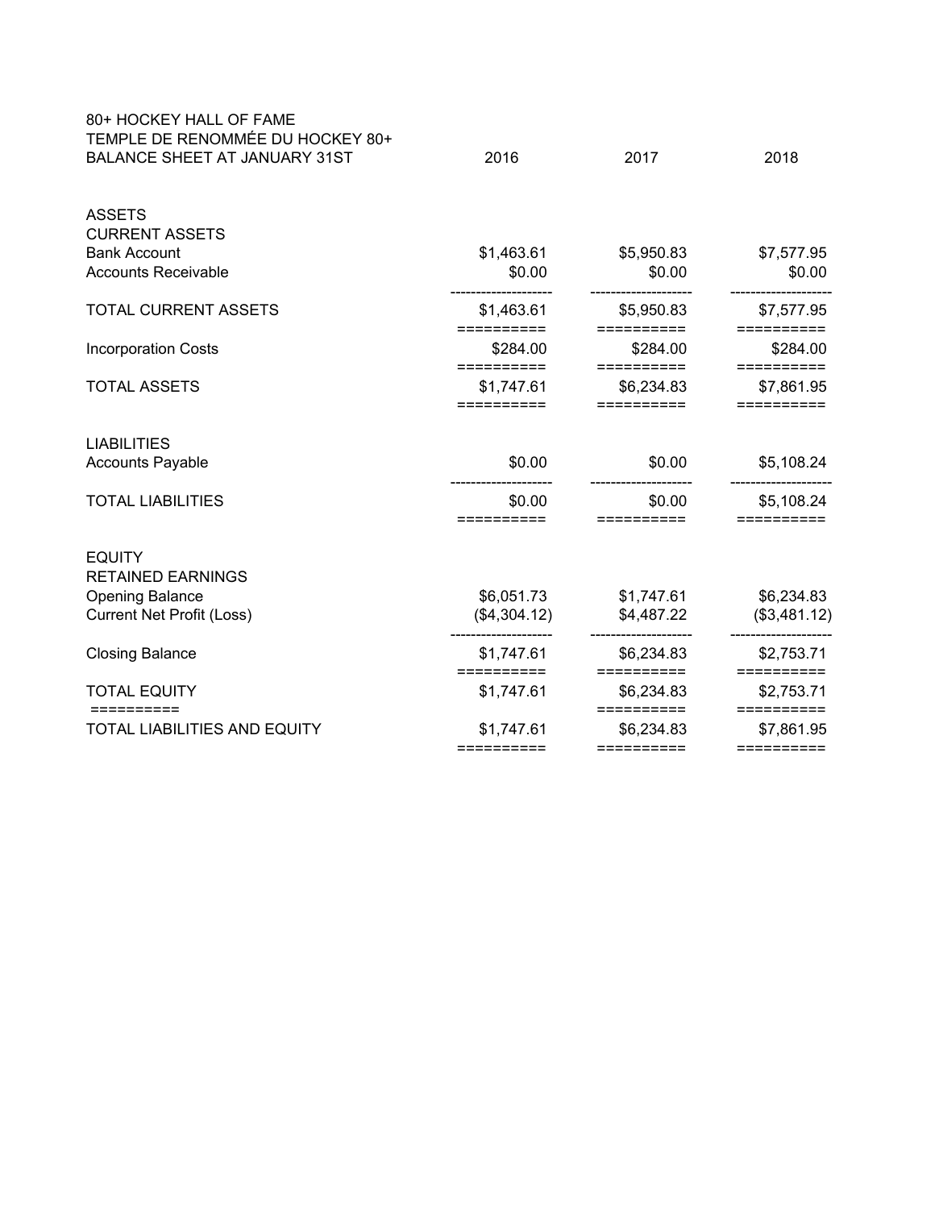80+ HOCKEY HALL OF FAME
TEMPLE DE RENOMMÉE DU HOCKEY 80+

| BALANCE SHEET AT JANUARY 31ST | 2016 | 2017 | 2018 |
|---|---|---|---|
| **ASSETS** | | | |
| **CURRENT ASSETS** | | | |
| Bank Account | $1,463.61 | $5,950.83 | $7,577.95 |
| Accounts Receivable | $0.00 | $0.00 | $0.00 |
| TOTAL CURRENT ASSETS | $1,463.61 | $5,950.83 | $7,577.95 |
| Incorporation Costs | $284.00 | $284.00 | $284.00 |
| TOTAL ASSETS | $1,747.61 | $6,234.83 | $7,861.95 |
| **LIABILITIES** | | | |
| Accounts Payable | $0.00 | $0.00 | $5,108.24 |
| TOTAL LIABILITIES | $0.00 | $0.00 | $5,108.24 |
| **EQUITY** | | | |
| **RETAINED EARNINGS** | | | |
| Opening Balance | $6,051.73 | $1,747.61 | $6,234.83 |
| Current Net Profit (Loss) | ($4,304.12) | $4,487.22 | ($3,481.12) |
| Closing Balance | $1,747.61 | $6,234.83 | $2,753.71 |
| TOTAL EQUITY | $1,747.61 | $6,234.83 | $2,753.71 |
| TOTAL LIABILITIES AND EQUITY | $1,747.61 | $6,234.83 | $7,861.95 |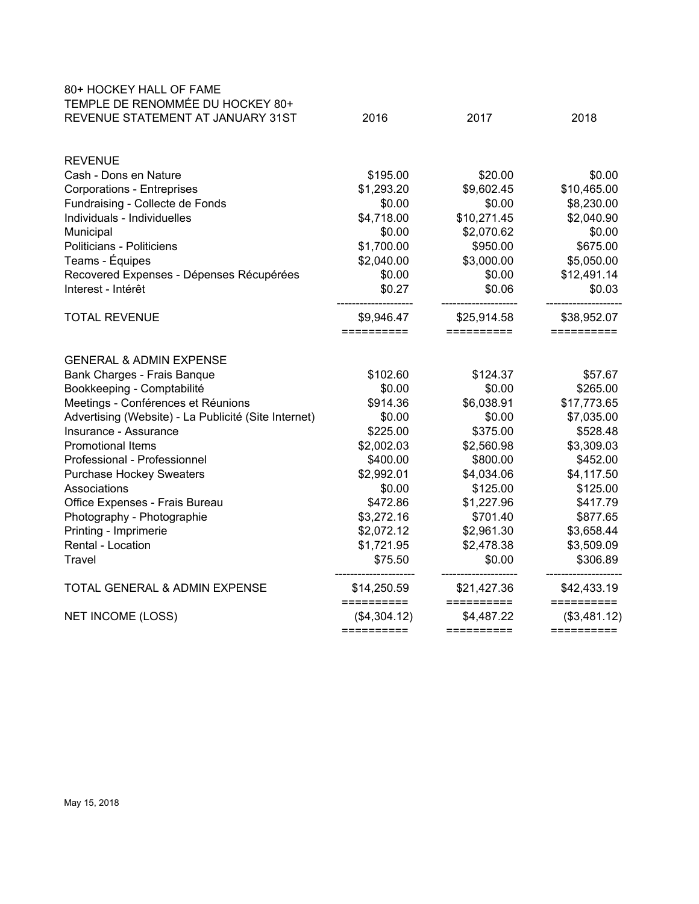80+ HOCKEY HALL OF FAME
TEMPLE DE RENOMMÉE DU HOCKEY 80+
REVENUE STATEMENT AT JANUARY 31ST

| | 2016 | 2017 | 2018 |
|---|---|---|---|
| **REVENUE** | | | |
| Cash - Dons en Nature | $195.00 | $20.00 | $0.00 |
| Corporations - Entreprises | $1,293.20 | $9,602.45 | $10,465.00 |
| Fundraising - Collecte de Fonds | $0.00 | $0.00 | $8,230.00 |
| Individuals - Individuelles | $4,718.00 | $10,271.45 | $2,040.90 |
| Municipal | $0.00 | $2,070.62 | $0.00 |
| Politicians - Politiciens | $1,700.00 | $950.00 | $675.00 |
| Teams - Équipes | $2,040.00 | $3,000.00 | $5,050.00 |
| Recovered Expenses - Dépenses Récupérées | $0.00 | $0.00 | $12,491.14 |
| Interest - Intérêt | $0.27 | $0.06 | $0.03 |
| TOTAL REVENUE | $9,946.47 | $25,914.58 | $38,952.07 |
| **GENERAL & ADMIN EXPENSE** | | | |
| Bank Charges - Frais Banque | $102.60 | $124.37 | $57.67 |
| Bookkeeping - Comptabilité | $0.00 | $0.00 | $265.00 |
| Meetings - Conférences et Réunions | $914.36 | $6,038.91 | $17,773.65 |
| Advertising (Website) - La Publicité (Site Internet) | $0.00 | $0.00 | $7,035.00 |
| Insurance - Assurance | $225.00 | $375.00 | $528.48 |
| Promotional Items | $2,002.03 | $2,560.98 | $3,309.03 |
| Professional - Professionnel | $400.00 | $800.00 | $452.00 |
| Purchase Hockey Sweaters | $2,992.01 | $4,034.06 | $4,117.50 |
| Associations | $0.00 | $125.00 | $125.00 |
| Office Expenses - Frais Bureau | $472.86 | $1,227.96 | $417.79 |
| Photography - Photographie | $3,272.16 | $701.40 | $877.65 |
| Printing - Imprimerie | $2,072.12 | $2,961.30 | $3,658.44 |
| Rental - Location | $1,721.95 | $2,478.38 | $3,509.09 |
| Travel | $75.50 | $0.00 | $306.89 |
| TOTAL GENERAL & ADMIN EXPENSE | $14,250.59 | $21,427.36 | $42,433.19 |
| NET INCOME (LOSS) | ($4,304.12) | $4,487.22 | ($3,481.12) |

May 15, 2018